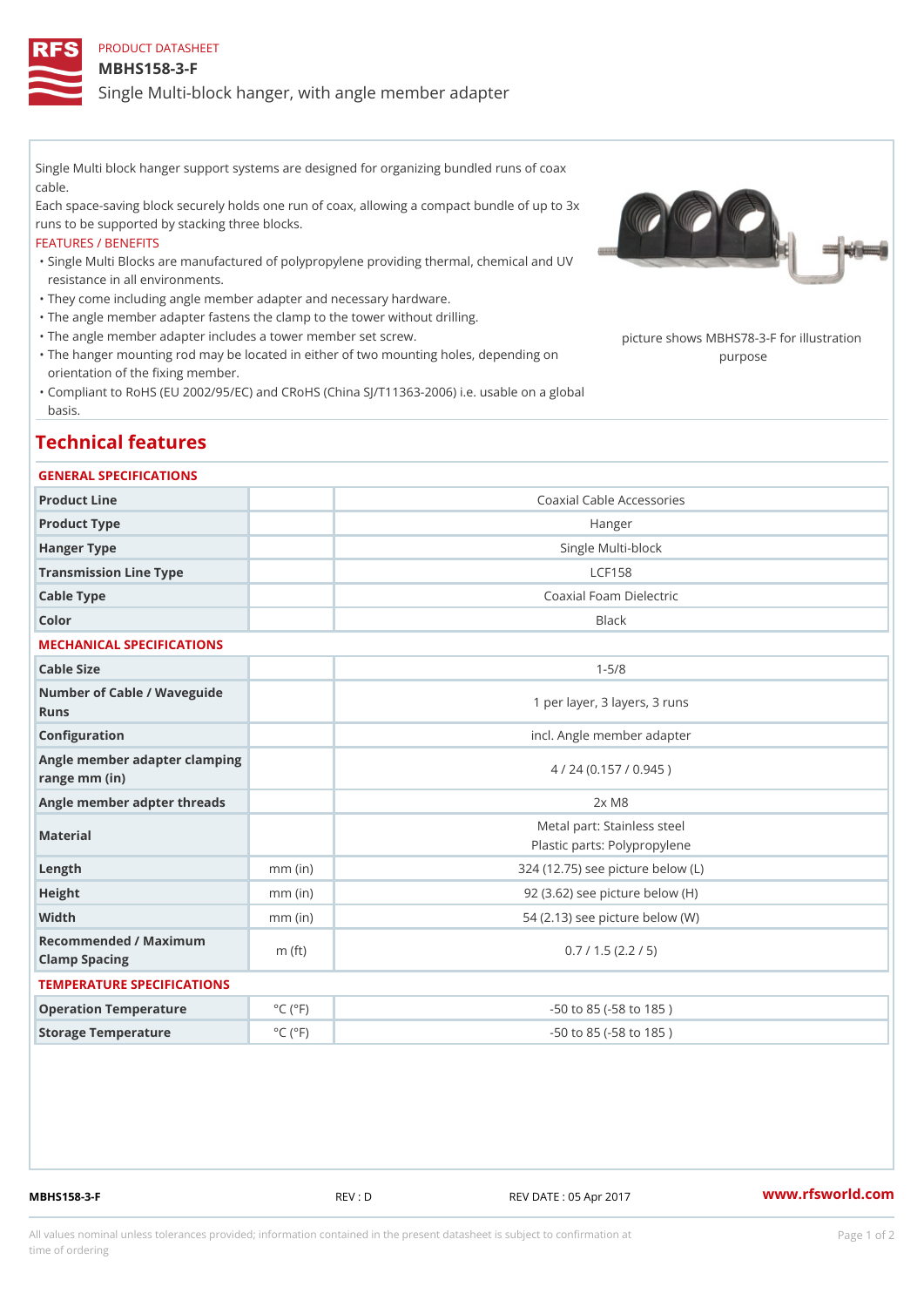PRODUCT DATASHEET

# MBHS158-3-F

## Single Multi-block hanger, with angle member adapter

Single Multi block hanger support systems are designed for organizing bundled runs of coax cable.
Each space-saving block securely holds one run of coax, allowing a compact bundle of up to 3x runs to be supported by stacking three blocks.

FEATURES / BENEFITS

- Single Multi Blocks are manufactured of polypropylene providing thermal, chemical and UV resistance in all environments.
- They come including angle member adapter and necessary hardware.
- The angle member adapter fastens the clamp to the tower without drilling.
- The angle member adapter includes a tower member set screw.
- The hanger mounting rod may be located in either of two mounting holes, depending on orientation of the fixing member.
- Compliant to RoHS (EU 2002/95/EC) and CRoHS (China SJ/T11363-2006) i.e. usable on a global basis.

picture shows MBHS78-3-F for illustration purpose

## Technical features

### GENERAL SPECIFICATIONS

| | | |
|---|---|---|
| Product Line | | Coaxial Cable Accessories |
| Product Type | | Hanger |
| Hanger Type | | Single Multi-block |
| Transmission Line Type | | LCF158 |
| Cable Type | | Coaxial Foam Dielectric |
| Color | | Black |

### MECHANICAL SPECIFICATIONS

| | | |
|---|---|---|
| Cable Size | | 1-5/8 |
| Number of Cable / Waveguide Runs | | 1 per layer, 3 layers, 3 runs |
| Configuration | | incl. Angle member adapter |
| Angle member adapter clamping range mm (in) | | 4 / 24 (0.157 / 0.945 ) |
| Angle member adpter threads | | 2x M8 |
| Material | | Metal part: Stainless steel<br>Plastic parts: Polypropylene |
| Length | mm (in) | 324 (12.75) see picture below (L) |
| Height | mm (in) | 92 (3.62) see picture below (H) |
| Width | mm (in) | 54 (2.13) see picture below (W) |
| Recommended / Maximum Clamp Spacing | m (ft) | 0.7 / 1.5 (2.2 / 5) |

### TEMPERATURE SPECIFICATIONS

| | | |
|---|---|---|
| Operation Temperature | °C (°F) | -50 to 85 (-58 to 185 ) |
| Storage Temperature | °C (°F) | -50 to 85 (-58 to 185 ) |

MBHS158-3-F REV : D REV DATE : 05 Apr 2017 www.rfsworld.com

All values nominal unless tolerances provided; information contained in the present datasheet is subject to confirmation at time of ordering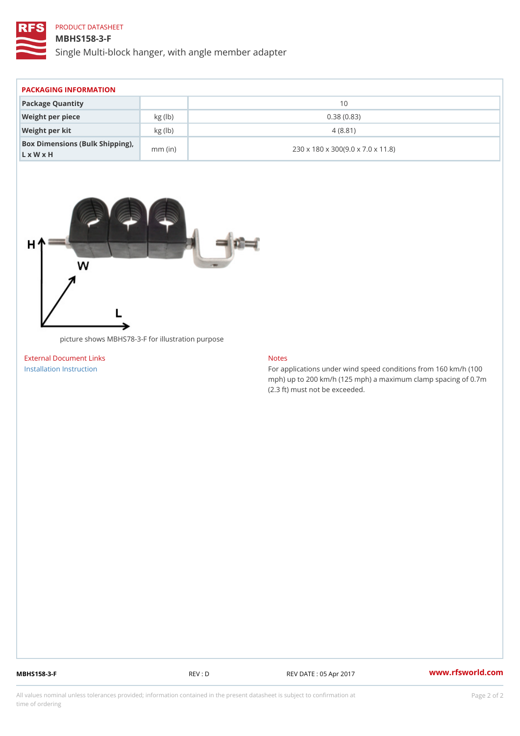PRODUCT DATASHEET

# MBHS158-3-F

Single Multi-block hanger, with angle member adapter

## PACKAGING INFORMATION

| | | |
|---|---|---|
| Package Quantity | | 10 |
| Weight per piece | kg (lb) | 0.38 (0.83) |
| Weight per kit | kg (lb) | 4 (8.81) |
| Box Dimensions (Bulk Shipping), L x W x H | mm (in) | 230 x 180 x 300(9.0 x 7.0 x 11.8) |

H

W

L

picture shows MBHS78-3-F for illustration purpose

### External Document Links

Installation Instruction

### Notes

For applications under wind speed conditions from 160 km/h (100 mph) up to 200 km/h (125 mph) a maximum clamp spacing of 0.7m (2.3 ft) must not be exceeded.

MBHS158-3-F REV : D REV DATE : 05 Apr 2017 www.rfsworld.com

All values nominal unless tolerances provided; information contained in the present datasheet is subject to confirmation at time of ordering